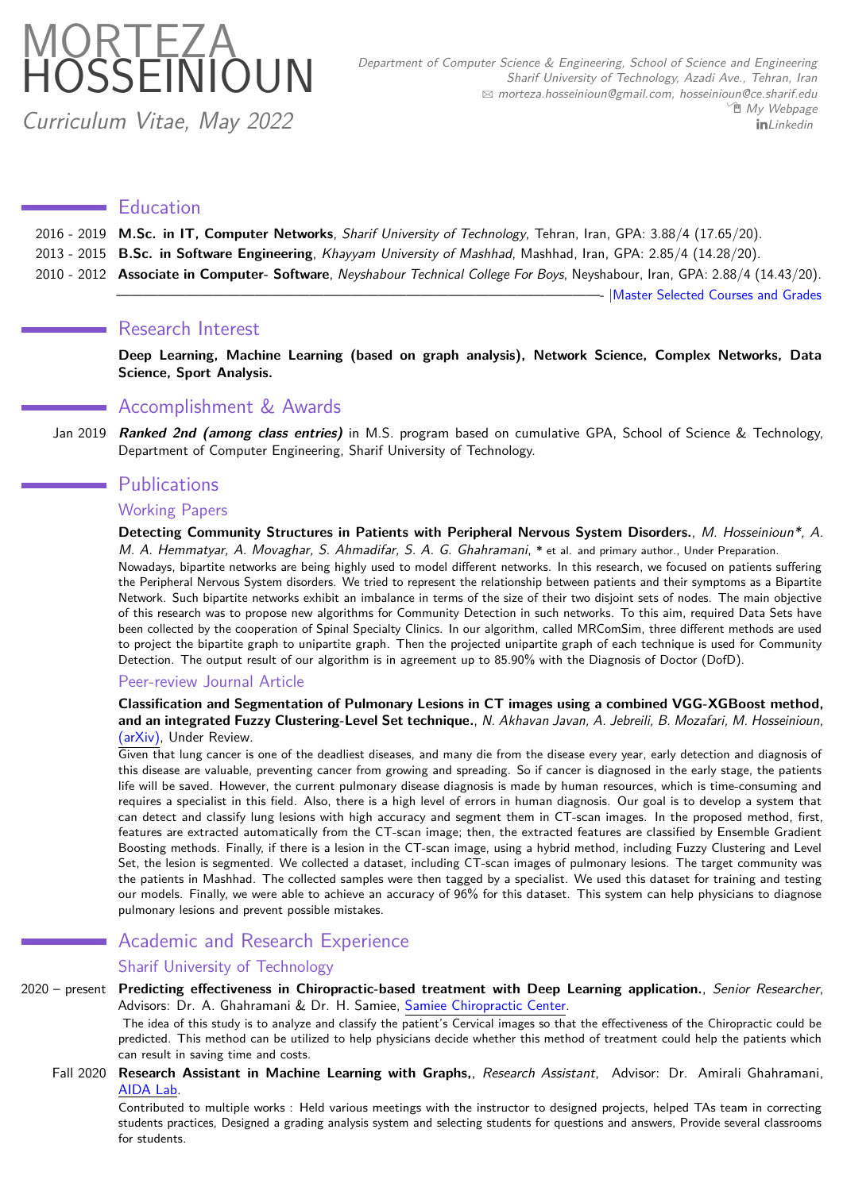# MORTEZA HOSSEINIOUN

*Curriculum Vitae, May 2022*

*Department of Computer Science & Engineering, School of Science and Engineering*
*Sharif University of Technology, Azadi Ave., Tehran, Iran*
*morteza.hosseinioun@gmail.com, hosseinioun@ce.sharif.edu*
*My Webpage*
*Linkedin*

## Education

2016 - 2019 **M.Sc. in IT, Computer Networks**, *Sharif University of Technology*, Tehran, Iran, GPA: 3.88/4 (17.65/20).

2013 - 2015 **B.Sc. in Software Engineering**, *Khayyam University of Mashhad*, Mashhad, Iran, GPA: 2.85/4 (14.28/20).

2010 - 2012 **Associate in Computer- Software**, *Neyshabour Technical College For Boys*, Neyshabour, Iran, GPA: 2.88/4 (14.43/20).

|Master Selected Courses and Grades

## Research Interest

**Deep Learning, Machine Learning (based on graph analysis), Network Science, Complex Networks, Data Science, Sport Analysis.**

## Accomplishment & Awards

Jan 2019 ***Ranked 2nd (among class entries)*** in M.S. program based on cumulative GPA, School of Science & Technology, Department of Computer Engineering, Sharif University of Technology.

## Publications

### Working Papers

**Detecting Community Structures in Patients with Peripheral Nervous System Disorders.**, *M. Hosseinioun\*, A. M. A. Hemmatyar, A. Movaghar, S. Ahmadifar, S. A. G. Ghahramani*, * et al. and primary author., Under Preparation.

Nowadays, bipartite networks are being highly used to model different networks. In this research, we focused on patients suffering the Peripheral Nervous System disorders. We tried to represent the relationship between patients and their symptoms as a Bipartite Network. Such bipartite networks exhibit an imbalance in terms of the size of their two disjoint sets of nodes. The main objective of this research was to propose new algorithms for Community Detection in such networks. To this aim, required Data Sets have been collected by the cooperation of Spinal Specialty Clinics. In our algorithm, called MRComSim, three different methods are used to project the bipartite graph to unipartite graph. Then the projected unipartite graph of each technique is used for Community Detection. The output result of our algorithm is in agreement up to 85.90% with the Diagnosis of Doctor (DofD).

### Peer-review Journal Article

**Classification and Segmentation of Pulmonary Lesions in CT images using a combined VGG-XGBoost method, and an integrated Fuzzy Clustering-Level Set technique.**, *N. Akhavan Javan, A. Jebreili, B. Mozafari, M. Hosseinioun*, (arXiv), Under Review.

Given that lung cancer is one of the deadliest diseases, and many die from the disease every year, early detection and diagnosis of this disease are valuable, preventing cancer from growing and spreading. So if cancer is diagnosed in the early stage, the patients life will be saved. However, the current pulmonary disease diagnosis is made by human resources, which is time-consuming and requires a specialist in this field. Also, there is a high level of errors in human diagnosis. Our goal is to develop a system that can detect and classify lung lesions with high accuracy and segment them in CT-scan images. In the proposed method, first, features are extracted automatically from the CT-scan image; then, the extracted features are classified by Ensemble Gradient Boosting methods. Finally, if there is a lesion in the CT-scan image, using a hybrid method, including Fuzzy Clustering and Level Set, the lesion is segmented. We collected a dataset, including CT-scan images of pulmonary lesions. The target community was the patients in Mashhad. The collected samples were then tagged by a specialist. We used this dataset for training and testing our models. Finally, we were able to achieve an accuracy of 96% for this dataset. This system can help physicians to diagnose pulmonary lesions and prevent possible mistakes.

## Academic and Research Experience

### Sharif University of Technology

2020 – present **Predicting effectiveness in Chiropractic-based treatment with Deep Learning application.**, *Senior Researcher*, Advisors: Dr. A. Ghahramani & Dr. H. Samiee, Samiee Chiropractic Center.

The idea of this study is to analyze and classify the patient's Cervical images so that the effectiveness of the Chiropractic could be predicted. This method can be utilized to help physicians decide whether this method of treatment could help the patients which can result in saving time and costs.

Fall 2020 **Research Assistant in Machine Learning with Graphs,**, *Research Assistant*, Advisor: Dr. Amirali Ghahramani, AIDA Lab.

Contributed to multiple works : Held various meetings with the instructor to designed projects, helped TAs team in correcting students practices, Designed a grading analysis system and selecting students for questions and answers, Provide several classrooms for students.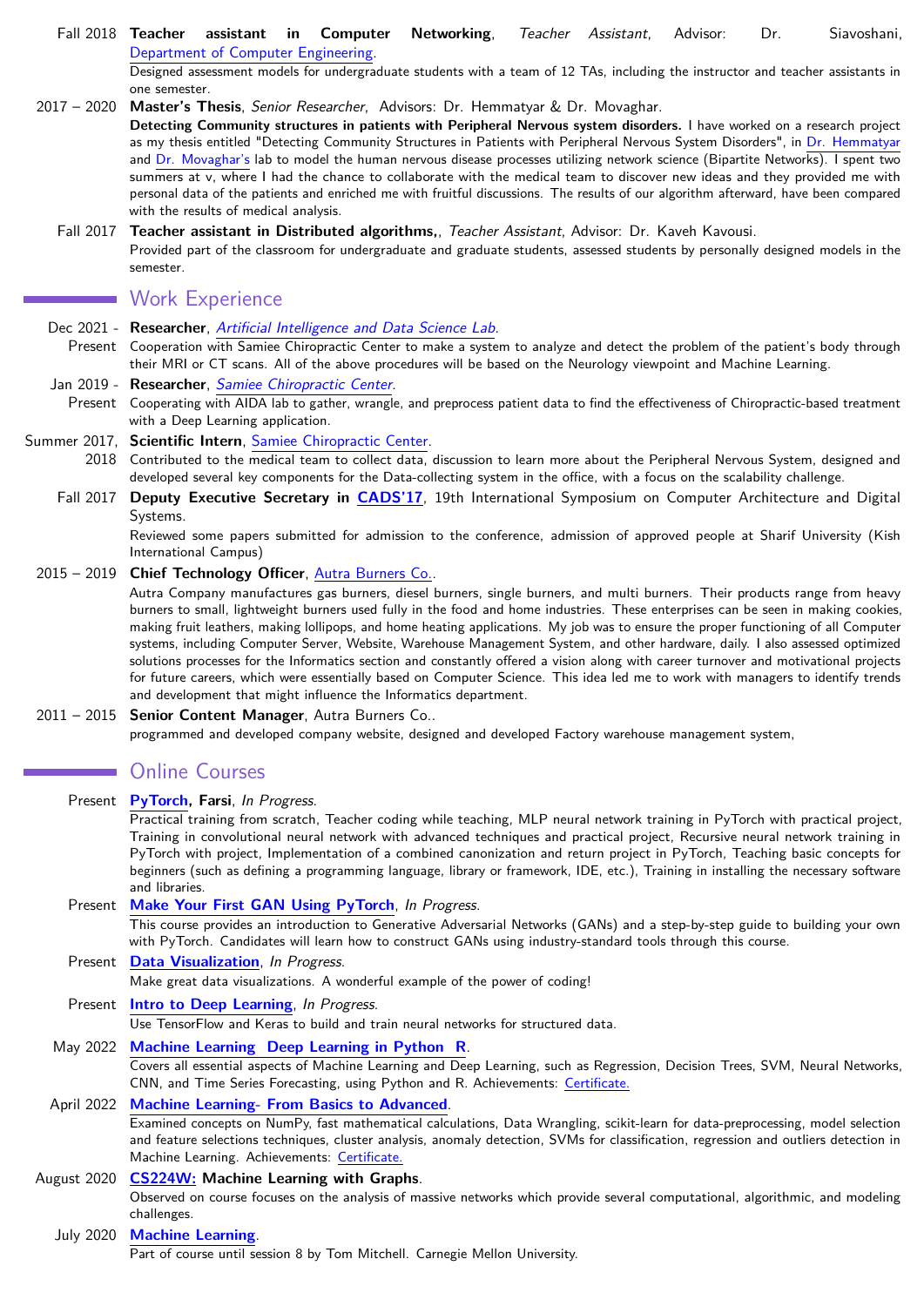Fall 2018 **Teacher assistant in Computer Networking**, *Teacher Assistant*, Advisor: Dr. Siavoshani, Department of Computer Engineering.
Designed assessment models for undergraduate students with a team of 12 TAs, including the instructor and teacher assistants in one semester.

2017 – 2020 **Master's Thesis**, *Senior Researcher*, Advisors: Dr. Hemmatyar & Dr. Movaghar.
**Detecting Community structures in patients with Peripheral Nervous system disorders.** I have worked on a research project as my thesis entitled "Detecting Community Structures in Patients with Peripheral Nervous System Disorders", in Dr. Hemmatyar and Dr. Movaghar's lab to model the human nervous disease processes utilizing network science (Bipartite Networks). I spent two summers at v, where I had the chance to collaborate with the medical team to discover new ideas and they provided me with personal data of the patients and enriched me with fruitful discussions. The results of our algorithm afterward, have been compared with the results of medical analysis.

Fall 2017 **Teacher assistant in Distributed algorithms,**, *Teacher Assistant*, Advisor: Dr. Kaveh Kavousi.
Provided part of the classroom for undergraduate and graduate students, assessed students by personally designed models in the semester.

## Work Experience

Dec 2021 - Present **Researcher**, *Artificial Intelligence and Data Science Lab*.
Cooperation with Samiee Chiropractic Center to make a system to analyze and detect the problem of the patient's body through their MRI or CT scans. All of the above procedures will be based on the Neurology viewpoint and Machine Learning.

Jan 2019 - Present **Researcher**, *Samiee Chiropractic Center*.
Cooperating with AIDA lab to gather, wrangle, and preprocess patient data to find the effectiveness of Chiropractic-based treatment with a Deep Learning application.

Summer 2017, 2018 **Scientific Intern**, Samiee Chiropractic Center.
Contributed to the medical team to collect data, discussion to learn more about the Peripheral Nervous System, designed and developed several key components for the Data-collecting system in the office, with a focus on the scalability challenge.

Fall 2017 **Deputy Executive Secretary in CADS'17**, 19th International Symposium on Computer Architecture and Digital Systems.
Reviewed some papers submitted for admission to the conference, admission of approved people at Sharif University (Kish International Campus)

2015 – 2019 **Chief Technology Officer**, Autra Burners Co..
Autra Company manufactures gas burners, diesel burners, single burners, and multi burners. Their products range from heavy burners to small, lightweight burners used fully in the food and home industries. These enterprises can be seen in making cookies, making fruit leathers, making lollipops, and home heating applications. My job was to ensure the proper functioning of all Computer systems, including Computer Server, Website, Warehouse Management System, and other hardware, daily. I also assessed optimized solutions processes for the Informatics section and constantly offered a vision along with career turnover and motivational projects for future careers, which were essentially based on Computer Science. This idea led me to work with managers to identify trends and development that might influence the Informatics department.

2011 – 2015 **Senior Content Manager**, Autra Burners Co..
programmed and developed company website, designed and developed Factory warehouse management system,

## Online Courses

Present **PyTorch, Farsi**, *In Progress*.
Practical training from scratch, Teacher coding while teaching, MLP neural network training in PyTorch with practical project, Training in convolutional neural network with advanced techniques and practical project, Recursive neural network training in PyTorch with project, Implementation of a combined canonization and return project in PyTorch, Teaching basic concepts for beginners (such as defining a programming language, library or framework, IDE, etc.), Training in installing the necessary software and libraries.

Present **Make Your First GAN Using PyTorch**, *In Progress*.
This course provides an introduction to Generative Adversarial Networks (GANs) and a step-by-step guide to building your own with PyTorch. Candidates will learn how to construct GANs using industry-standard tools through this course.

Present **Data Visualization**, *In Progress*.
Make great data visualizations. A wonderful example of the power of coding!

Present **Intro to Deep Learning**, *In Progress*.
Use TensorFlow and Keras to build and train neural networks for structured data.

May 2022 **Machine Learning Deep Learning in Python R**.
Covers all essential aspects of Machine Learning and Deep Learning, such as Regression, Decision Trees, SVM, Neural Networks, CNN, and Time Series Forecasting, using Python and R. Achievements: Certificate.

April 2022 **Machine Learning- From Basics to Advanced**.
Examined concepts on NumPy, fast mathematical calculations, Data Wrangling, scikit-learn for data-preprocessing, model selection and feature selections techniques, cluster analysis, anomaly detection, SVMs for classification, regression and outliers detection in Machine Learning. Achievements: Certificate.

August 2020 **CS224W: Machine Learning with Graphs**.
Observed on course focuses on the analysis of massive networks which provide several computational, algorithmic, and modeling challenges.

July 2020 **Machine Learning**.
Part of course until session 8 by Tom Mitchell. Carnegie Mellon University.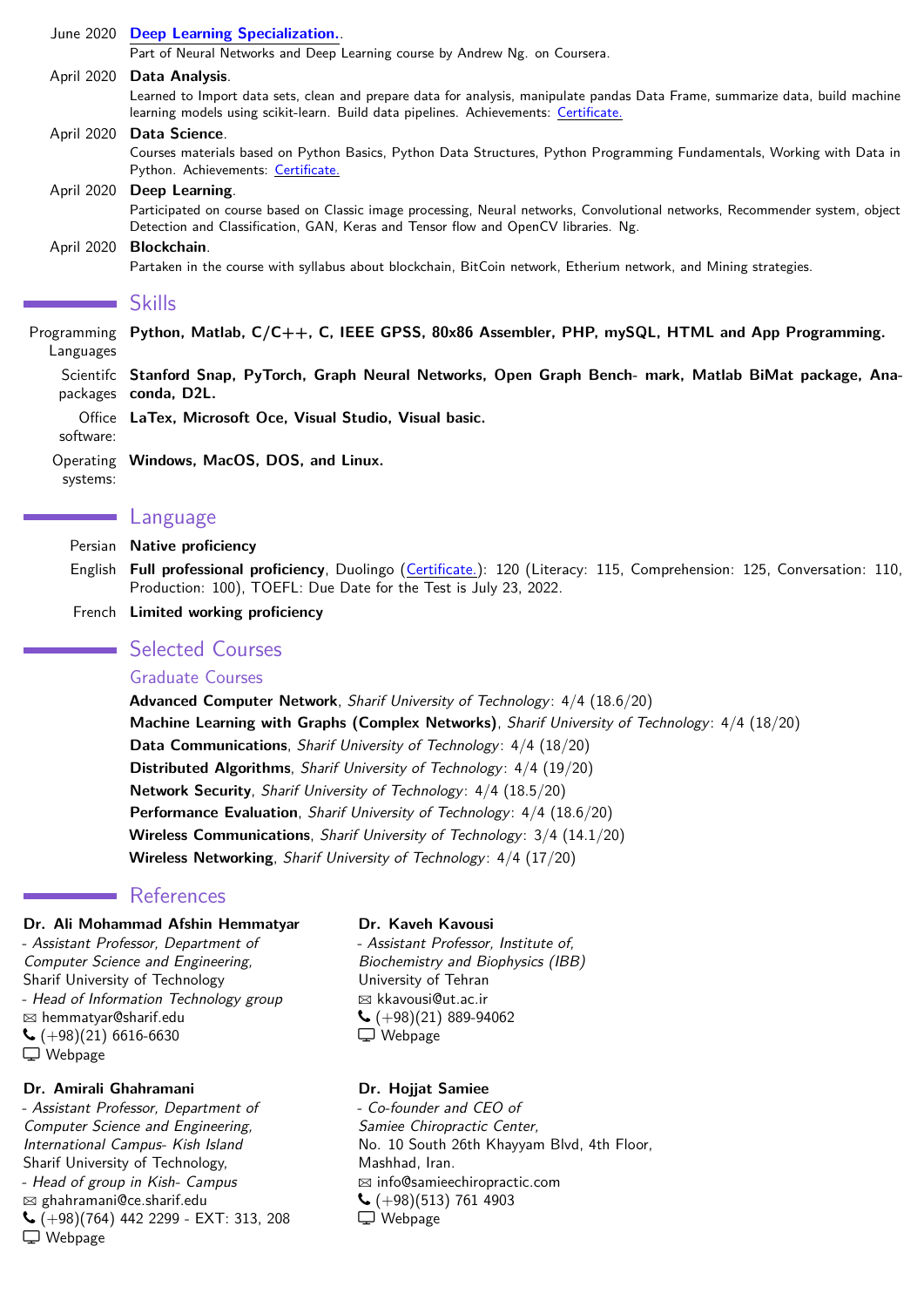June 2020 **Deep Learning Specialization.**.
Part of Neural Networks and Deep Learning course by Andrew Ng. on Coursera.

April 2020 **Data Analysis**.
Learned to Import data sets, clean and prepare data for analysis, manipulate pandas Data Frame, summarize data, build machine learning models using scikit-learn. Build data pipelines. Achievements: Certificate.

April 2020 **Data Science**.
Courses materials based on Python Basics, Python Data Structures, Python Programming Fundamentals, Working with Data in Python. Achievements: Certificate.

April 2020 **Deep Learning**.
Participated on course based on Classic image processing, Neural networks, Convolutional networks, Recommender system, object Detection and Classification, GAN, Keras and Tensor flow and OpenCV libraries. Ng.

April 2020 **Blockchain**.
Partaken in the course with syllabus about blockchain, BitCoin network, Etherium network, and Mining strategies.

## Skills

Programming Languages **Python, Matlab, C/C++, C, IEEE GPSS, 80x86 Assembler, PHP, mySQL, HTML and App Programming.**

Scientifc packages **Stanford Snap, PyTorch, Graph Neural Networks, Open Graph Bench- mark, Matlab BiMat package, Anaconda, D2L.**

Office software: **LaTex, Microsoft Oce, Visual Studio, Visual basic.**

Operating systems: **Windows, MacOS, DOS, and Linux.**

## Language

Persian **Native proficiency**

English **Full professional proficiency**, Duolingo (Certificate.): 120 (Literacy: 115, Comprehension: 125, Conversation: 110, Production: 100), TOEFL: Due Date for the Test is July 23, 2022.

French **Limited working proficiency**

## Selected Courses

### Graduate Courses

**Advanced Computer Network**, *Sharif University of Technology*: 4/4 (18.6/20)
**Machine Learning with Graphs (Complex Networks)**, *Sharif University of Technology*: 4/4 (18/20)
**Data Communications**, *Sharif University of Technology*: 4/4 (18/20)
**Distributed Algorithms**, *Sharif University of Technology*: 4/4 (19/20)
**Network Security**, *Sharif University of Technology*: 4/4 (18.5/20)
**Performance Evaluation**, *Sharif University of Technology*: 4/4 (18.6/20)
**Wireless Communications**, *Sharif University of Technology*: 3/4 (14.1/20)
**Wireless Networking**, *Sharif University of Technology*: 4/4 (17/20)

## References

**Dr. Ali Mohammad Afshin Hemmatyar**
*- Assistant Professor, Department of Computer Science and Engineering,*
Sharif University of Technology
*- Head of Information Technology group*
✉ hemmatyar@sharif.edu
☎ (+98)(21) 6616-6630
Webpage

**Dr. Kaveh Kavousi**
*- Assistant Professor, Institute of, Biochemistry and Biophysics (IBB)*
University of Tehran
✉ kkavousi@ut.ac.ir
☎ (+98)(21) 889-94062
Webpage

**Dr. Amirali Ghahramani**
*- Assistant Professor, Department of Computer Science and Engineering, International Campus- Kish Island*
Sharif University of Technology,
*- Head of group in Kish- Campus*
✉ ghahramani@ce.sharif.edu
☎ (+98)(764) 442 2299 - EXT: 313, 208
Webpage

**Dr. Hojjat Samiee**
*- Co-founder and CEO of Samiee Chiropractic Center,*
No. 10 South 26th Khayyam Blvd, 4th Floor,
Mashhad, Iran.
✉ info@samieechiropractic.com
☎ (+98)(513) 761 4903
Webpage